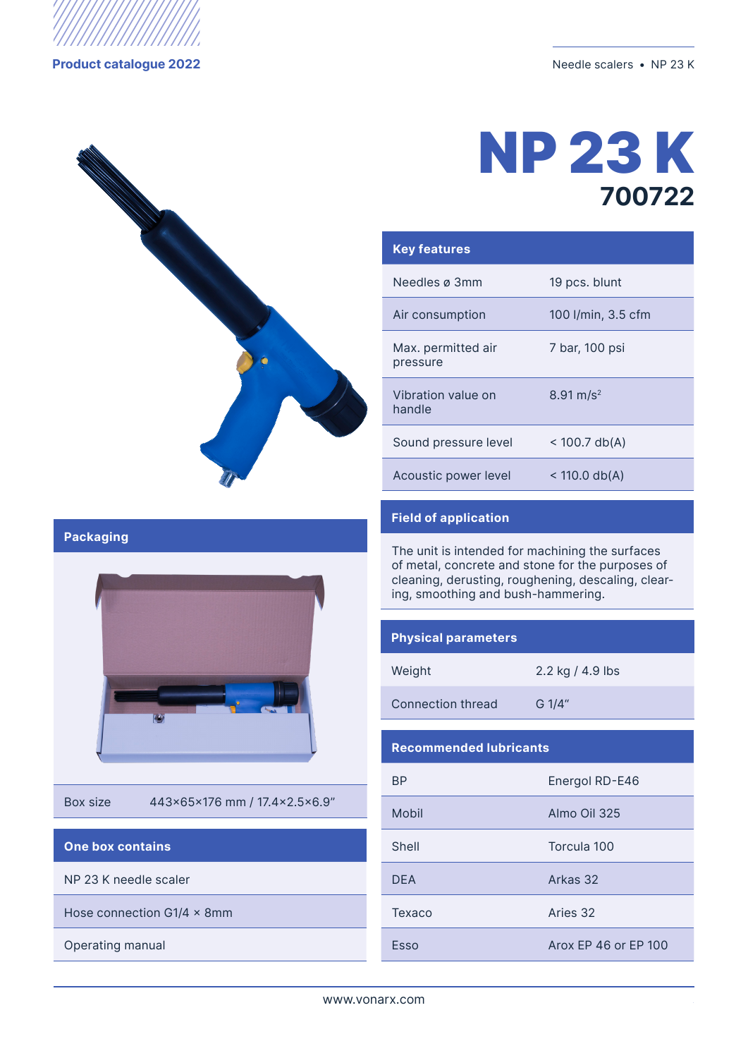# NP 23 K

## 700722

## Key features

| | |
|---|---|
| Needles ø 3mm | 19 pcs. blunt |
| Air consumption | 100 l/min, 3.5 cfm |
| Max. permitted air pressure | 7 bar, 100 psi |
| Vibration value on handle | 8.91 m/s$^2$ |
| Sound pressure level | < 100.7 db(A) |
| Acoustic power level | < 110.0 db(A) |

## Packaging

| | |
|---|---|
| Box size | 443×65×176 mm / 17.4×2.5×6.9″ |

## One box contains

- NP 23 K needle scaler
- Hose connection G1/4 × 8mm
- Operating manual

## Field of application

The unit is intended for machining the surfaces of metal, concrete and stone for the purposes of cleaning, derusting, roughening, descaling, clearing, smoothing and bush-hammering.

## Physical parameters

| | |
|---|---|
| Weight | 2.2 kg / 4.9 lbs |
| Connection thread | G 1/4″ |

## Recommended lubricants

| | |
|---|---|
| BP | Energol RD-E46 |
| Mobil | Almo Oil 325 |
| Shell | Torcula 100 |
| DEA | Arkas 32 |
| Texaco | Aries 32 |
| Esso | Arox EP 46 or EP 100 |

www.vonarx.com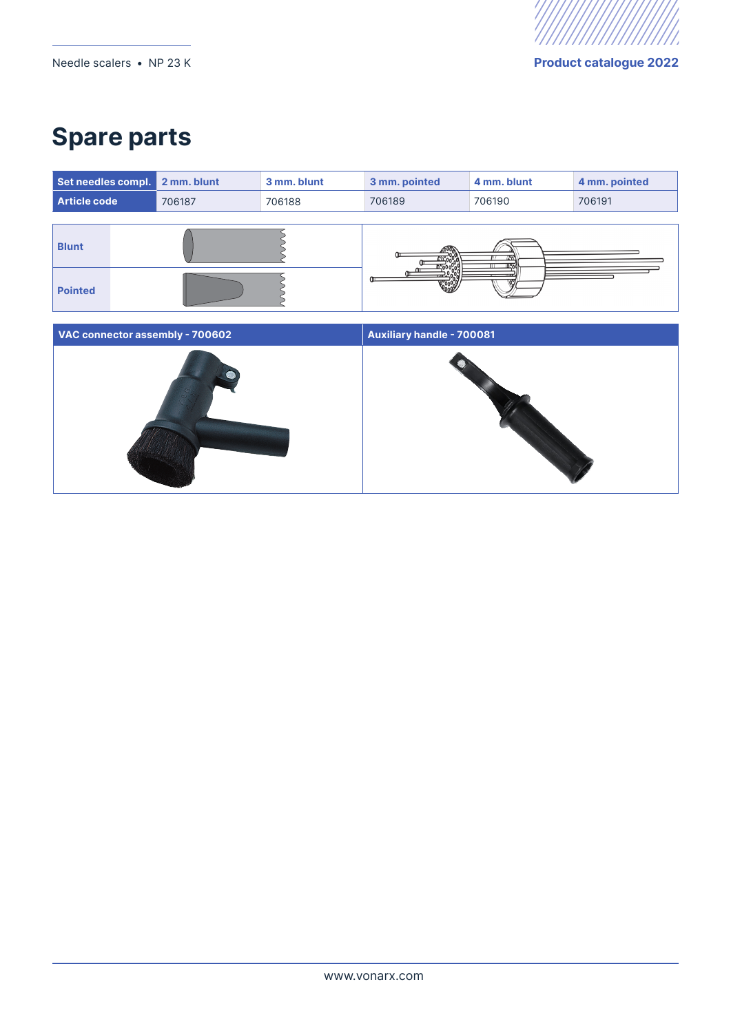# Spare parts

| Set needles compl. | 2 mm. blunt | 3 mm. blunt | 3 mm. pointed | 4 mm. blunt | 4 mm. pointed |
|---|---|---|---|---|---|
| Article code | 706187 | 706188 | 706189 | 706190 | 706191 |

Blunt

Pointed

VAC connector assembly - 700602

Auxiliary handle - 700081